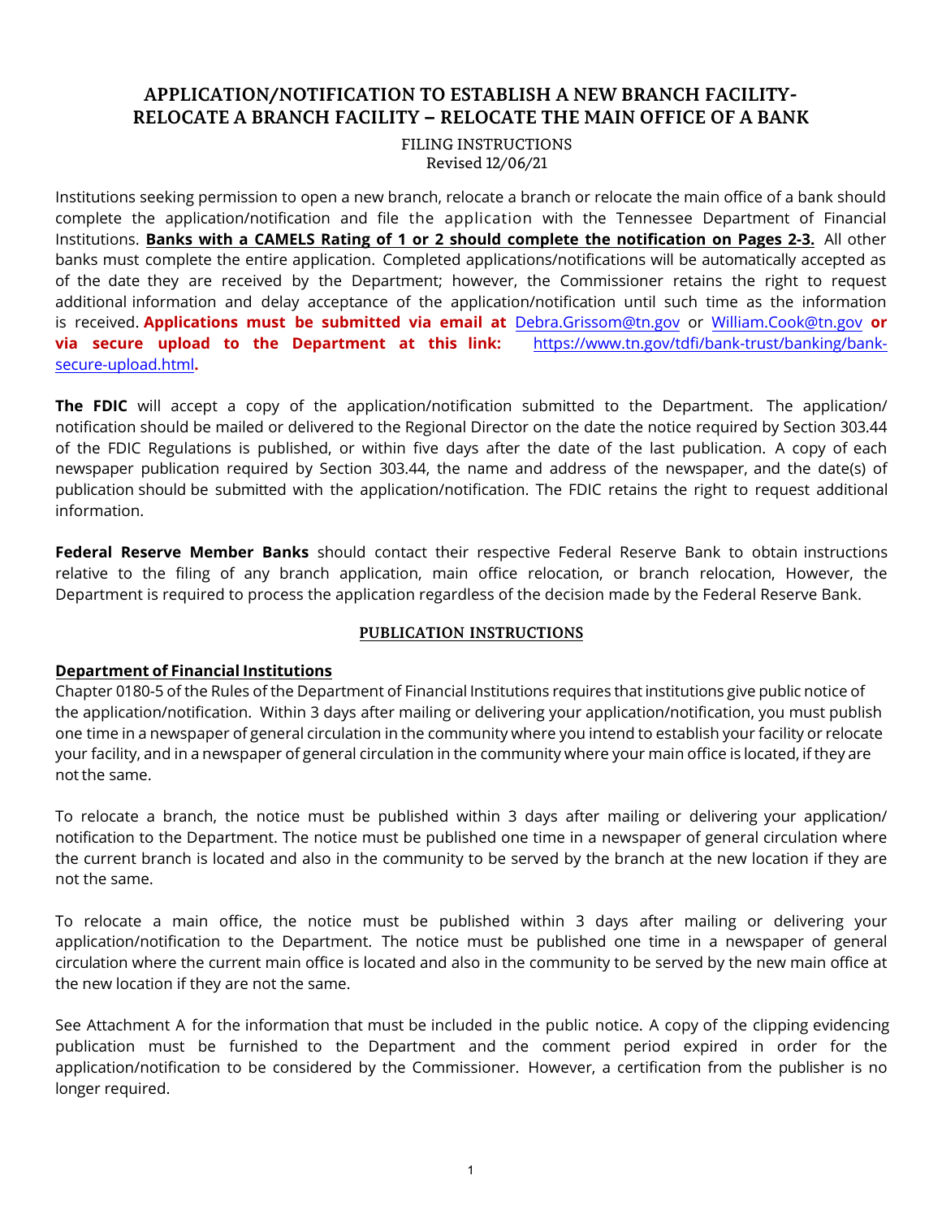# APPLICATION/NOTIFICATION TO ESTABLISH A NEW BRANCH FACILITY- RELOCATE A BRANCH FACILITY – RELOCATE THE MAIN OFFICE OF A BANK

FILING INSTRUCTIONS
Revised 12/06/21

Institutions seeking permission to open a new branch, relocate a branch or relocate the main office of a bank should complete the application/notification and file the application with the Tennessee Department of Financial Institutions. **Banks with a CAMELS Rating of 1 or 2 should complete the notification on Pages 2-3.** All other banks must complete the entire application. Completed applications/notifications will be automatically accepted as of the date they are received by the Department; however, the Commissioner retains the right to request additional information and delay acceptance of the application/notification until such time as the information is received. **Applications must be submitted via email at** Debra.Grissom@tn.gov or William.Cook@tn.gov **or via secure upload to the Department at this link:** https://www.tn.gov/tdfi/bank-trust/banking/bank-secure-upload.html**.**

**The FDIC** will accept a copy of the application/notification submitted to the Department. The application/ notification should be mailed or delivered to the Regional Director on the date the notice required by Section 303.44 of the FDIC Regulations is published, or within five days after the date of the last publication. A copy of each newspaper publication required by Section 303.44, the name and address of the newspaper, and the date(s) of publication should be submitted with the application/notification. The FDIC retains the right to request additional information.

**Federal Reserve Member Banks** should contact their respective Federal Reserve Bank to obtain instructions relative to the filing of any branch application, main office relocation, or branch relocation, However, the Department is required to process the application regardless of the decision made by the Federal Reserve Bank.

## PUBLICATION INSTRUCTIONS

### Department of Financial Institutions

Chapter 0180-5 of the Rules of the Department of Financial Institutions requires that institutions give public notice of the application/notification. Within 3 days after mailing or delivering your application/notification, you must publish one time in a newspaper of general circulation in the community where you intend to establish your facility or relocate your facility, and in a newspaper of general circulation in the community where your main office is located, if they are not the same.

To relocate a branch, the notice must be published within 3 days after mailing or delivering your application/ notification to the Department. The notice must be published one time in a newspaper of general circulation where the current branch is located and also in the community to be served by the branch at the new location if they are not the same.

To relocate a main office, the notice must be published within 3 days after mailing or delivering your application/notification to the Department. The notice must be published one time in a newspaper of general circulation where the current main office is located and also in the community to be served by the new main office at the new location if they are not the same.

See Attachment A for the information that must be included in the public notice. A copy of the clipping evidencing publication must be furnished to the Department and the comment period expired in order for the application/notification to be considered by the Commissioner. However, a certification from the publisher is no longer required.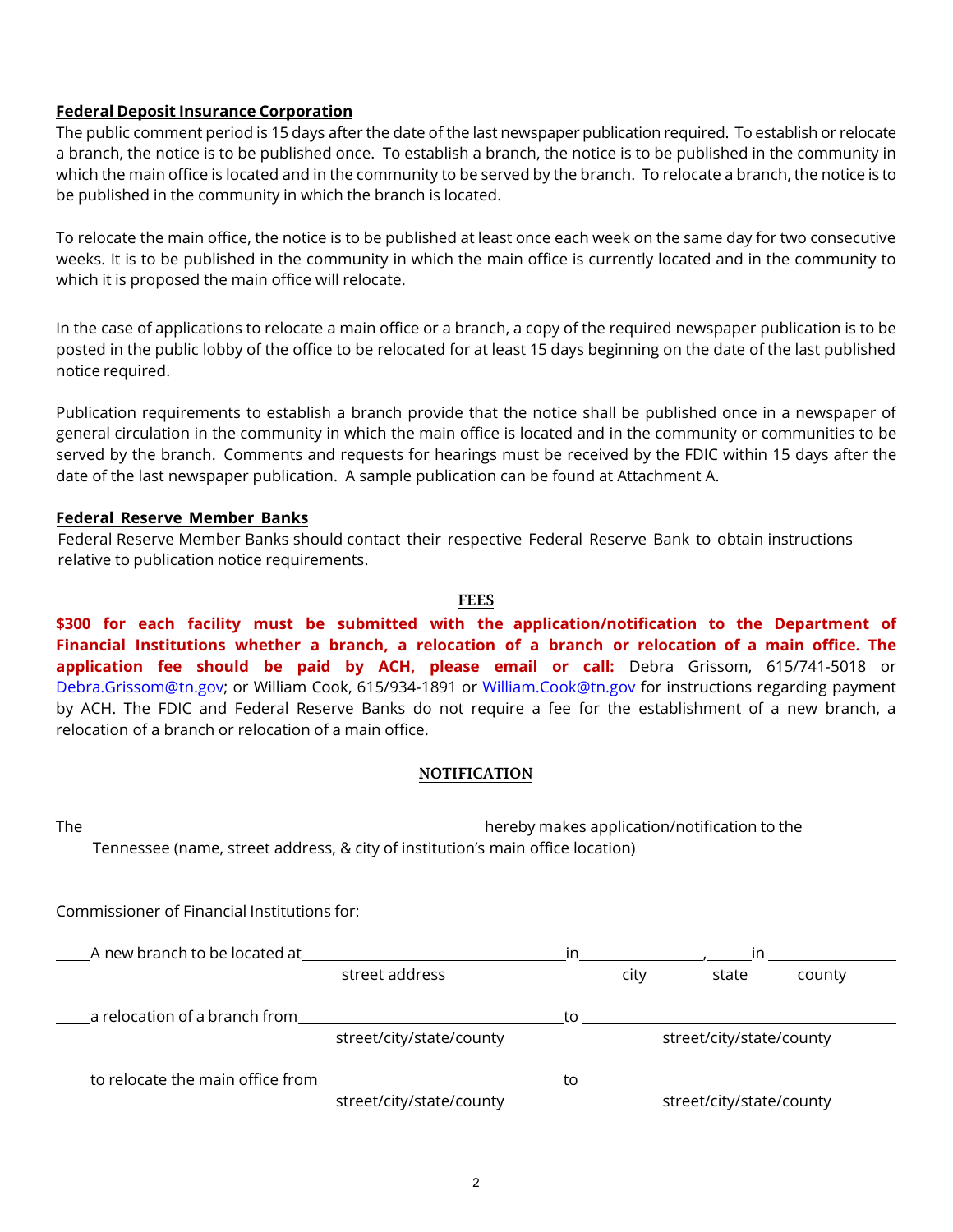**Federal Deposit Insurance Corporation**

The public comment period is 15 days after the date of the last newspaper publication required. To establish or relocate a branch, the notice is to be published once. To establish a branch, the notice is to be published in the community in which the main office is located and in the community to be served by the branch. To relocate a branch, the notice is to be published in the community in which the branch is located.

To relocate the main office, the notice is to be published at least once each week on the same day for two consecutive weeks. It is to be published in the community in which the main office is currently located and in the community to which it is proposed the main office will relocate.

In the case of applications to relocate a main office or a branch, a copy of the required newspaper publication is to be posted in the public lobby of the office to be relocated for at least 15 days beginning on the date of the last published notice required.

Publication requirements to establish a branch provide that the notice shall be published once in a newspaper of general circulation in the community in which the main office is located and in the community or communities to be served by the branch. Comments and requests for hearings must be received by the FDIC within 15 days after the date of the last newspaper publication. A sample publication can be found at Attachment A.

**Federal Reserve Member Banks**

Federal Reserve Member Banks should contact their respective Federal Reserve Bank to obtain instructions relative to publication notice requirements.

## FEES

**$300 for each facility must be submitted with the application/notification to the Department of Financial Institutions whether a branch, a relocation of a branch or relocation of a main office. The application fee should be paid by ACH, please email or call:** Debra Grissom, 615/741-5018 or Debra.Grissom@tn.gov; or William Cook, 615/934-1891 or William.Cook@tn.gov for instructions regarding payment by ACH. The FDIC and Federal Reserve Banks do not require a fee for the establishment of a new branch, a relocation of a branch or relocation of a main office.

## NOTIFICATION

The ______________________________________________ hereby makes application/notification to the
Tennessee (name, street address, & city of institution's main office location)

Commissioner of Financial Institutions for:

____A new branch to be located at ______________________________ in ______________, ______ in ______________
street address city state county

____a relocation of a branch from ______________________________ to ______________________________
street/city/state/county street/city/state/county

____to relocate the main office from ______________________________ to ______________________________
street/city/state/county street/city/state/county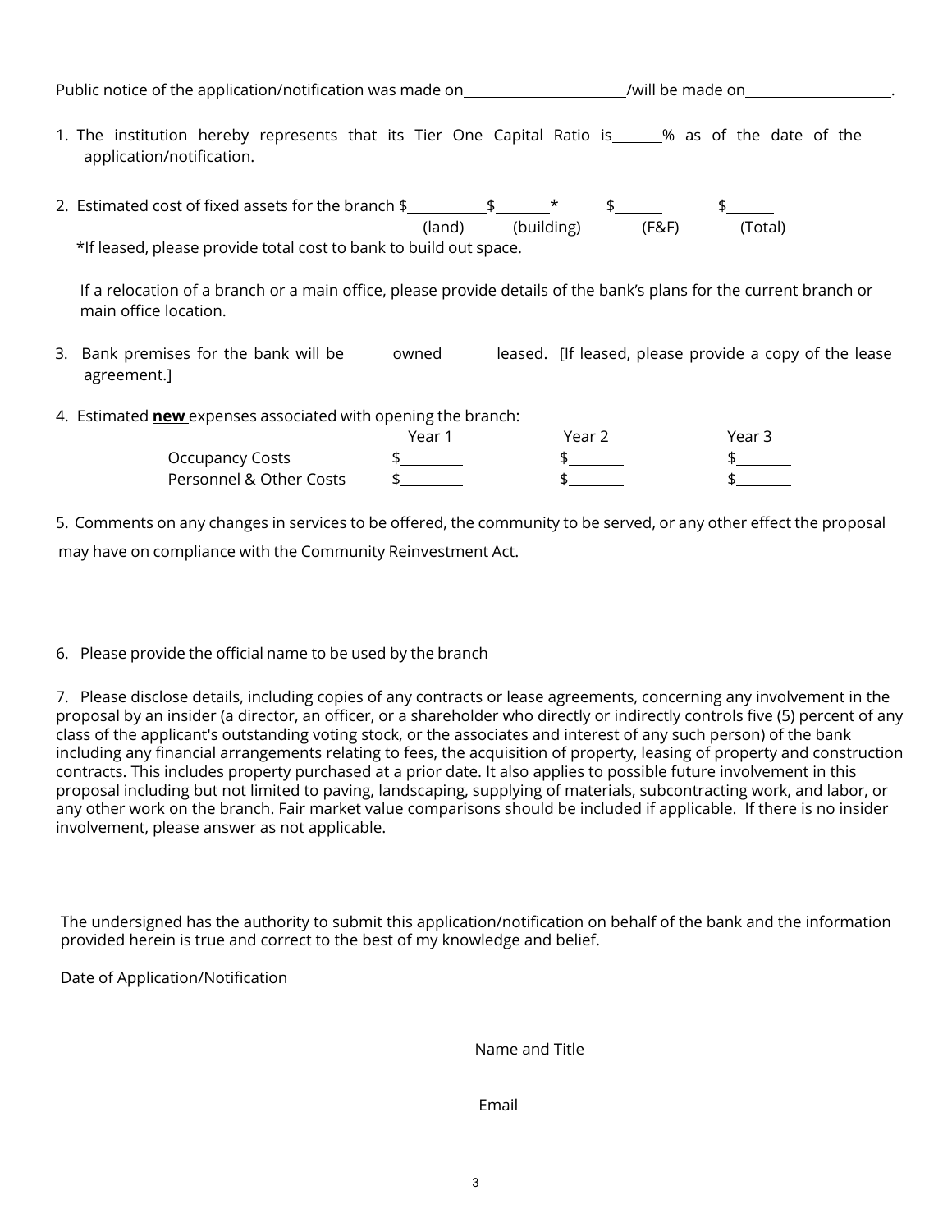Public notice of the application/notification was made on______________________/will be made on____________________.

1. The institution hereby represents that its Tier One Capital Ratio is_______% as of the date of the application/notification.

2. Estimated cost of fixed assets for the branch $___________ $________* $_______ $_______

| (land) | (building) | (F&F) | (Total) |
|---|---|---|---|

   *If leased, please provide total cost to bank to build out space.

   If a relocation of a branch or a main office, please provide details of the bank's plans for the current branch or main office location.

3. Bank premises for the bank will be_______owned________leased. [If leased, please provide a copy of the lease agreement.]

4. Estimated **new** expenses associated with opening the branch:

| | Year 1 | Year 2 | Year 3 |
|---|---|---|---|
| Occupancy Costs | $_________ | $________ | $________ |
| Personnel & Other Costs | $_________ | $________ | $________ |

5. Comments on any changes in services to be offered, the community to be served, or any other effect the proposal may have on compliance with the Community Reinvestment Act.

6. Please provide the official name to be used by the branch

7. Please disclose details, including copies of any contracts or lease agreements, concerning any involvement in the proposal by an insider (a director, an officer, or a shareholder who directly or indirectly controls five (5) percent of any class of the applicant's outstanding voting stock, or the associates and interest of any such person) of the bank including any financial arrangements relating to fees, the acquisition of property, leasing of property and construction contracts. This includes property purchased at a prior date. It also applies to possible future involvement in this proposal including but not limited to paving, landscaping, supplying of materials, subcontracting work, and labor, or any other work on the branch. Fair market value comparisons should be included if applicable. If there is no insider involvement, please answer as not applicable.

The undersigned has the authority to submit this application/notification on behalf of the bank and the information provided herein is true and correct to the best of my knowledge and belief.

Date of Application/Notification

Name and Title

Email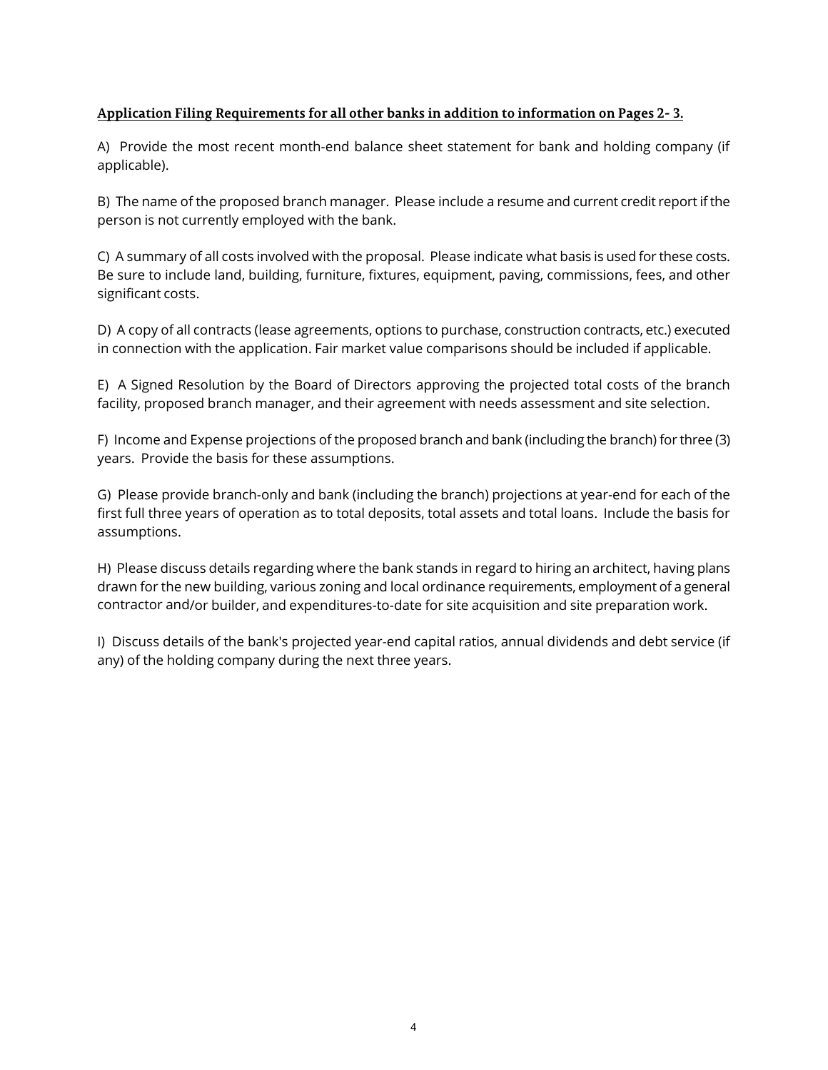**<u>Application Filing Requirements for all other banks in addition to information on Pages 2- 3.</u>**

A) Provide the most recent month-end balance sheet statement for bank and holding company (if applicable).

B) The name of the proposed branch manager. Please include a resume and current credit report if the person is not currently employed with the bank.

C) A summary of all costs involved with the proposal. Please indicate what basis is used for these costs. Be sure to include land, building, furniture, fixtures, equipment, paving, commissions, fees, and other significant costs.

D) A copy of all contracts (lease agreements, options to purchase, construction contracts, etc.) executed in connection with the application. Fair market value comparisons should be included if applicable.

E) A Signed Resolution by the Board of Directors approving the projected total costs of the branch facility, proposed branch manager, and their agreement with needs assessment and site selection.

F) Income and Expense projections of the proposed branch and bank (including the branch) for three (3) years. Provide the basis for these assumptions.

G) Please provide branch-only and bank (including the branch) projections at year-end for each of the first full three years of operation as to total deposits, total assets and total loans. Include the basis for assumptions.

H) Please discuss details regarding where the bank stands in regard to hiring an architect, having plans drawn for the new building, various zoning and local ordinance requirements, employment of a general contractor and/or builder, and expenditures-to-date for site acquisition and site preparation work.

I) Discuss details of the bank's projected year-end capital ratios, annual dividends and debt service (if any) of the holding company during the next three years.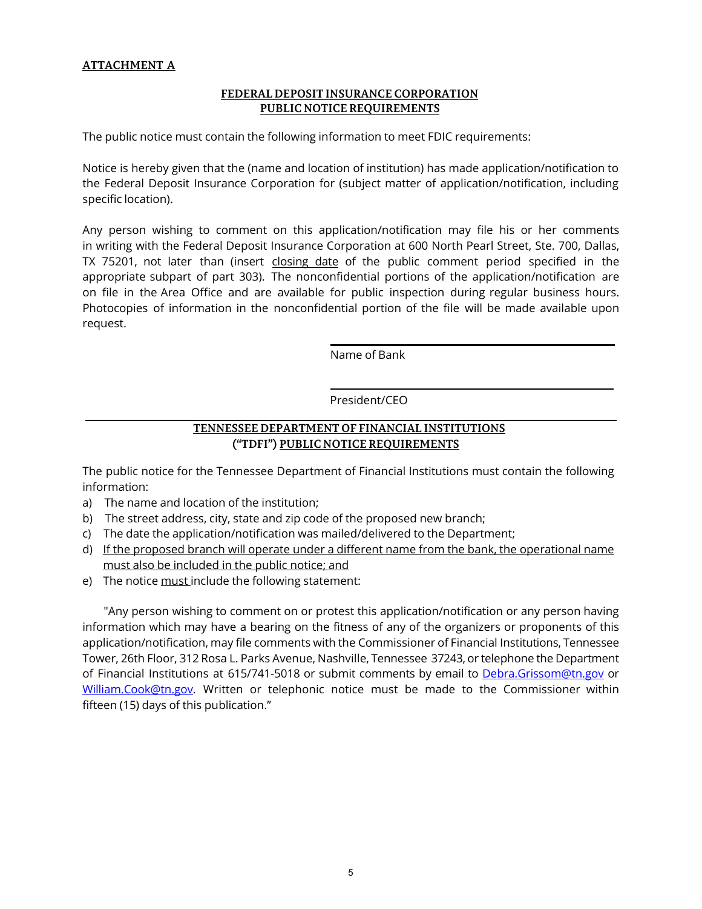**ATTACHMENT A**

**FEDERAL DEPOSIT INSURANCE CORPORATION**
**PUBLIC NOTICE REQUIREMENTS**

The public notice must contain the following information to meet FDIC requirements:

Notice is hereby given that the (name and location of institution) has made application/notification to the Federal Deposit Insurance Corporation for (subject matter of application/notification, including specific location).

Any person wishing to comment on this application/notification may file his or her comments in writing with the Federal Deposit Insurance Corporation at 600 North Pearl Street, Ste. 700, Dallas, TX 75201, not later than (insert closing date of the public comment period specified in the appropriate subpart of part 303). The nonconfidential portions of the application/notification are on file in the Area Office and are available for public inspection during regular business hours. Photocopies of information in the nonconfidential portion of the file will be made available upon request.

\_\_\_\_\_\_\_\_\_\_\_\_\_\_\_\_\_\_\_\_\_\_\_\_\_\_\_\_\_\_\_\_
Name of Bank

\_\_\_\_\_\_\_\_\_\_\_\_\_\_\_\_\_\_\_\_\_\_\_\_\_\_\_\_\_\_\_\_
President/CEO

---

**TENNESSEE DEPARTMENT OF FINANCIAL INSTITUTIONS**
**("TDFI") PUBLIC NOTICE REQUIREMENTS**

The public notice for the Tennessee Department of Financial Institutions must contain the following information:

a) The name and location of the institution;
b) The street address, city, state and zip code of the proposed new branch;
c) The date the application/notification was mailed/delivered to the Department;
d) If the proposed branch will operate under a different name from the bank, the operational name must also be included in the public notice; and
e) The notice must include the following statement:

"Any person wishing to comment on or protest this application/notification or any person having information which may have a bearing on the fitness of any of the organizers or proponents of this application/notification, may file comments with the Commissioner of Financial Institutions, Tennessee Tower, 26th Floor, 312 Rosa L. Parks Avenue, Nashville, Tennessee 37243, or telephone the Department of Financial Institutions at 615/741-5018 or submit comments by email to Debra.Grissom@tn.gov or William.Cook@tn.gov. Written or telephonic notice must be made to the Commissioner within fifteen (15) days of this publication."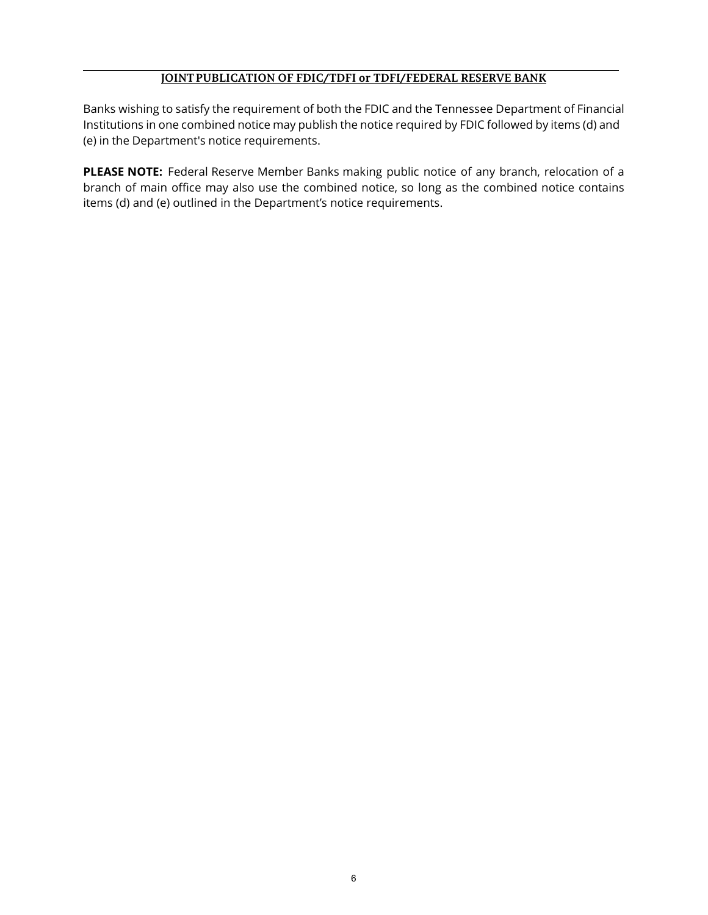## JOINT PUBLICATION OF FDIC/TDFI or TDFI/FEDERAL RESERVE BANK

Banks wishing to satisfy the requirement of both the FDIC and the Tennessee Department of Financial Institutions in one combined notice may publish the notice required by FDIC followed by items (d) and (e) in the Department's notice requirements.

**PLEASE NOTE:** Federal Reserve Member Banks making public notice of any branch, relocation of a branch of main office may also use the combined notice, so long as the combined notice contains items (d) and (e) outlined in the Department's notice requirements.